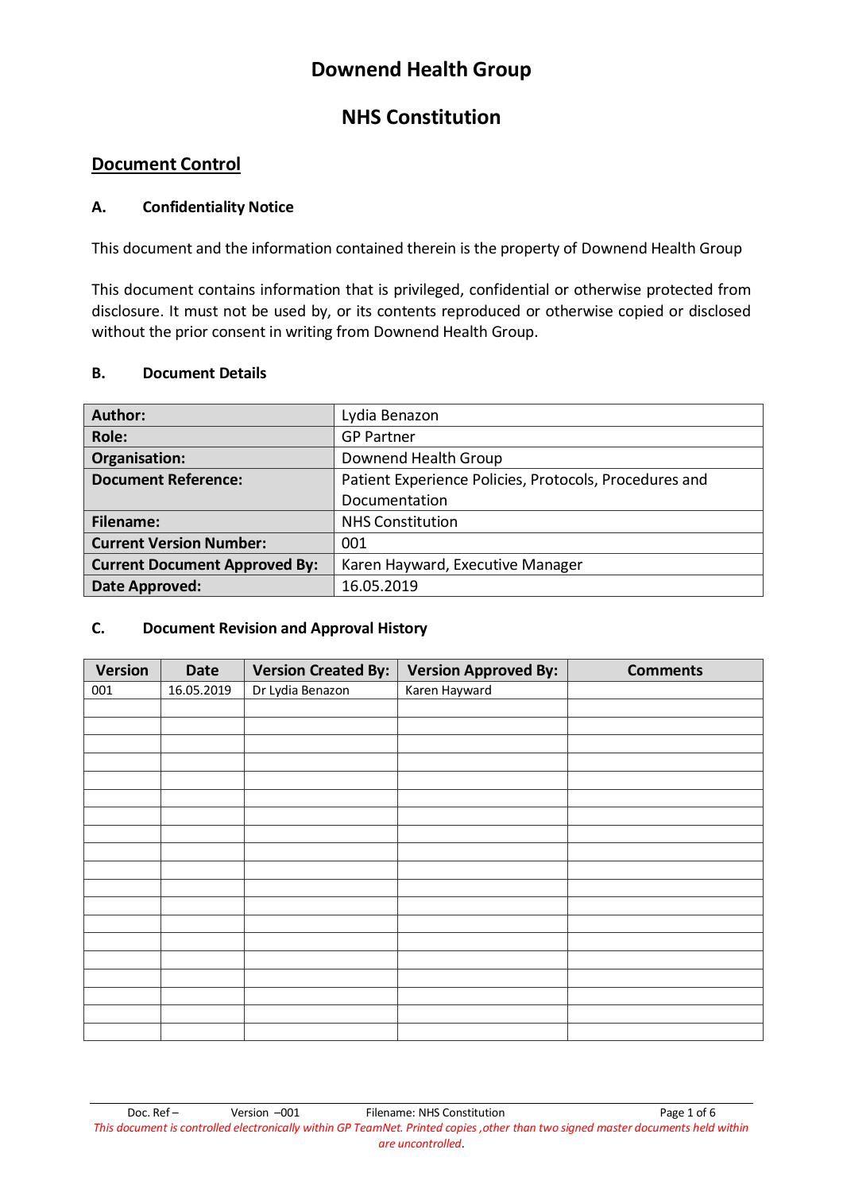# Downend Health Group

## NHS Constitution

### Document Control

#### A. Confidentiality Notice

This document and the information contained therein is the property of Downend Health Group

This document contains information that is privileged, confidential or otherwise protected from disclosure. It must not be used by, or its contents reproduced or otherwise copied or disclosed without the prior consent in writing from Downend Health Group.

#### B. Document Details

| | |
|---|---|
| **Author:** | Lydia Benazon |
| **Role:** | GP Partner |
| **Organisation:** | Downend Health Group |
| **Document Reference:** | Patient Experience Policies, Protocols, Procedures and Documentation |
| **Filename:** | NHS Constitution |
| **Current Version Number:** | 001 |
| **Current Document Approved By:** | Karen Hayward, Executive Manager |
| **Date Approved:** | 16.05.2019 |

#### C. Document Revision and Approval History

| Version | Date | Version Created By: | Version Approved By: | Comments |
|---|---|---|---|---|
| 001 | 16.05.2019 | Dr Lydia Benazon | Karen Hayward | |
| | | | | |
| | | | | |
| | | | | |
| | | | | |
| | | | | |
| | | | | |
| | | | | |
| | | | | |
| | | | | |
| | | | | |
| | | | | |
| | | | | |
| | | | | |
| | | | | |
| | | | | |
| | | | | |
| | | | | |
| | | | | |
| | | | | |

*This document is controlled electronically within GP TeamNet. Printed copies ,other than two signed master documents held within are uncontrolled.*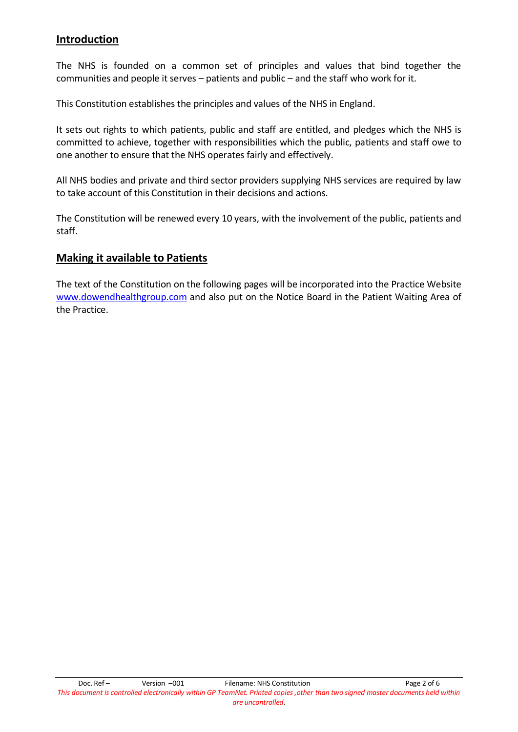## Introduction

The NHS is founded on a common set of principles and values that bind together the communities and people it serves – patients and public – and the staff who work for it.

This Constitution establishes the principles and values of the NHS in England.

It sets out rights to which patients, public and staff are entitled, and pledges which the NHS is committed to achieve, together with responsibilities which the public, patients and staff owe to one another to ensure that the NHS operates fairly and effectively.

All NHS bodies and private and third sector providers supplying NHS services are required by law to take account of this Constitution in their decisions and actions.

The Constitution will be renewed every 10 years, with the involvement of the public, patients and staff.

## Making it available to Patients

The text of the Constitution on the following pages will be incorporated into the Practice Website [www.dowendhealthgroup.com](http://www.dowendhealthgroup.com) and also put on the Notice Board in the Patient Waiting Area of the Practice.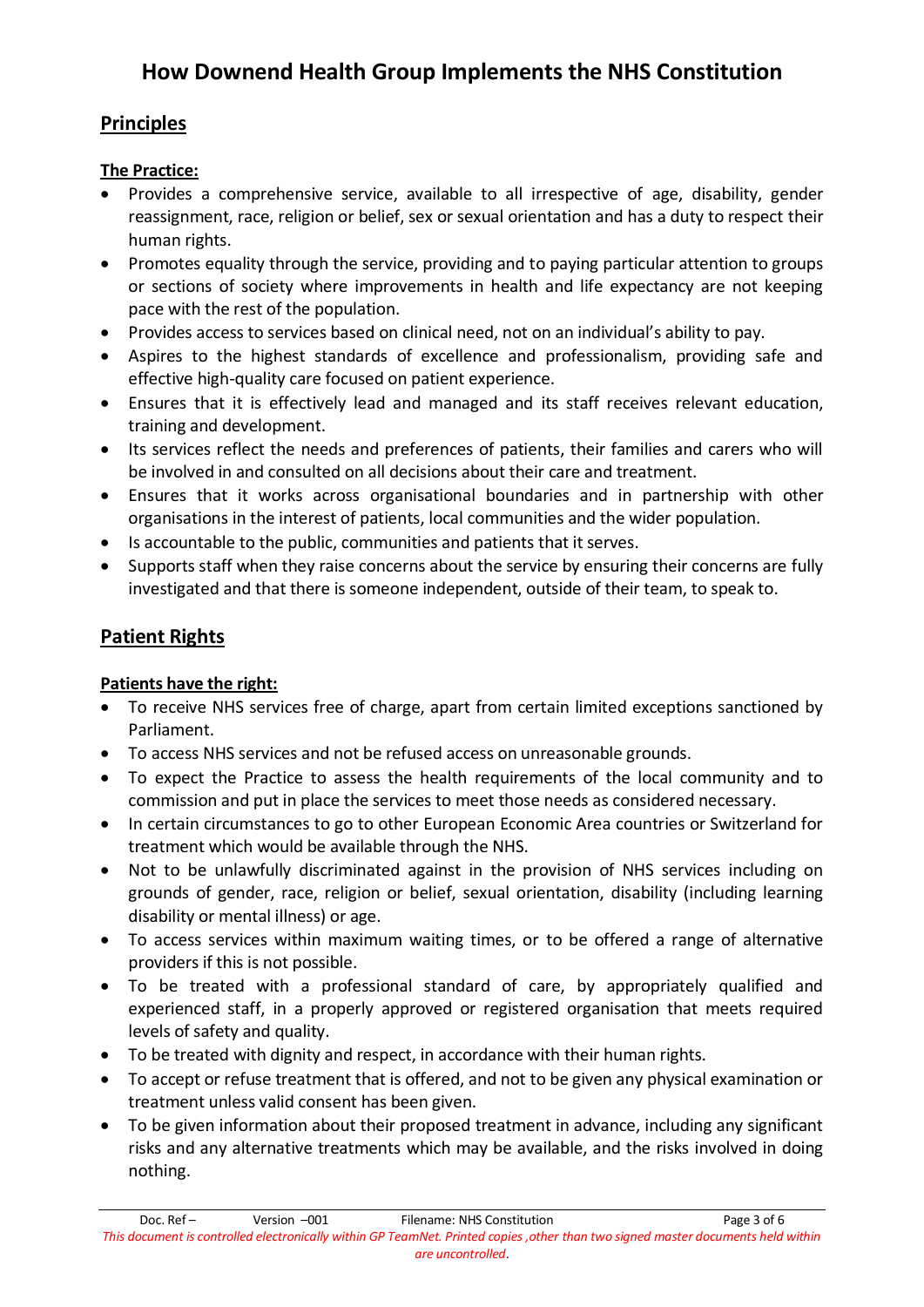# How Downend Health Group Implements the NHS Constitution

## Principles

**The Practice:**

- Provides a comprehensive service, available to all irrespective of age, disability, gender reassignment, race, religion or belief, sex or sexual orientation and has a duty to respect their human rights.
- Promotes equality through the service, providing and to paying particular attention to groups or sections of society where improvements in health and life expectancy are not keeping pace with the rest of the population.
- Provides access to services based on clinical need, not on an individual's ability to pay.
- Aspires to the highest standards of excellence and professionalism, providing safe and effective high-quality care focused on patient experience.
- Ensures that it is effectively lead and managed and its staff receives relevant education, training and development.
- Its services reflect the needs and preferences of patients, their families and carers who will be involved in and consulted on all decisions about their care and treatment.
- Ensures that it works across organisational boundaries and in partnership with other organisations in the interest of patients, local communities and the wider population.
- Is accountable to the public, communities and patients that it serves.
- Supports staff when they raise concerns about the service by ensuring their concerns are fully investigated and that there is someone independent, outside of their team, to speak to.

## Patient Rights

**Patients have the right:**

- To receive NHS services free of charge, apart from certain limited exceptions sanctioned by Parliament.
- To access NHS services and not be refused access on unreasonable grounds.
- To expect the Practice to assess the health requirements of the local community and to commission and put in place the services to meet those needs as considered necessary.
- In certain circumstances to go to other European Economic Area countries or Switzerland for treatment which would be available through the NHS.
- Not to be unlawfully discriminated against in the provision of NHS services including on grounds of gender, race, religion or belief, sexual orientation, disability (including learning disability or mental illness) or age.
- To access services within maximum waiting times, or to be offered a range of alternative providers if this is not possible.
- To be treated with a professional standard of care, by appropriately qualified and experienced staff, in a properly approved or registered organisation that meets required levels of safety and quality.
- To be treated with dignity and respect, in accordance with their human rights.
- To accept or refuse treatment that is offered, and not to be given any physical examination or treatment unless valid consent has been given.
- To be given information about their proposed treatment in advance, including any significant risks and any alternative treatments which may be available, and the risks involved in doing nothing.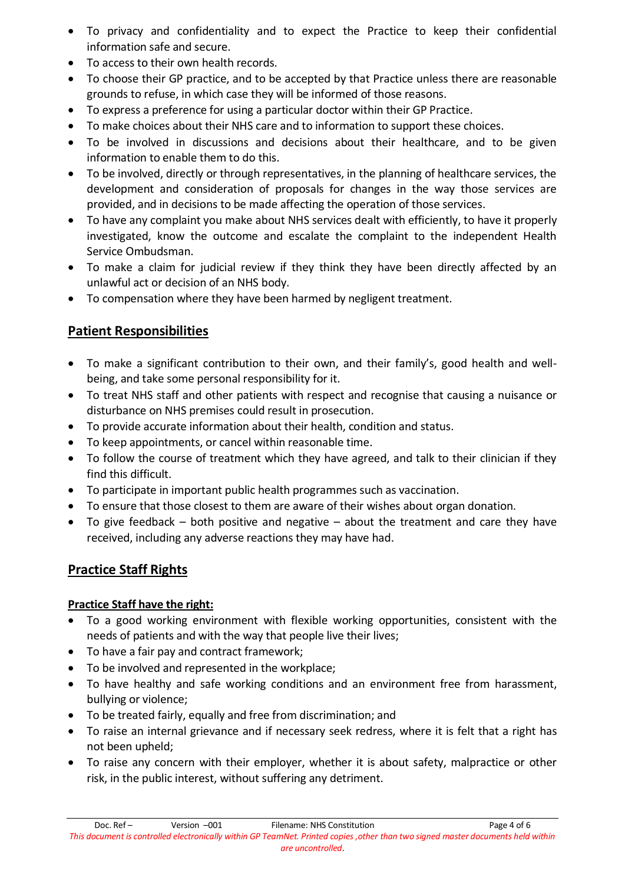- To privacy and confidentiality and to expect the Practice to keep their confidential information safe and secure.
- To access to their own health records.
- To choose their GP practice, and to be accepted by that Practice unless there are reasonable grounds to refuse, in which case they will be informed of those reasons.
- To express a preference for using a particular doctor within their GP Practice.
- To make choices about their NHS care and to information to support these choices.
- To be involved in discussions and decisions about their healthcare, and to be given information to enable them to do this.
- To be involved, directly or through representatives, in the planning of healthcare services, the development and consideration of proposals for changes in the way those services are provided, and in decisions to be made affecting the operation of those services.
- To have any complaint you make about NHS services dealt with efficiently, to have it properly investigated, know the outcome and escalate the complaint to the independent Health Service Ombudsman.
- To make a claim for judicial review if they think they have been directly affected by an unlawful act or decision of an NHS body.
- To compensation where they have been harmed by negligent treatment.

## Patient Responsibilities

- To make a significant contribution to their own, and their family's, good health and well-being, and take some personal responsibility for it.
- To treat NHS staff and other patients with respect and recognise that causing a nuisance or disturbance on NHS premises could result in prosecution.
- To provide accurate information about their health, condition and status.
- To keep appointments, or cancel within reasonable time.
- To follow the course of treatment which they have agreed, and talk to their clinician if they find this difficult.
- To participate in important public health programmes such as vaccination.
- To ensure that those closest to them are aware of their wishes about organ donation.
- To give feedback – both positive and negative – about the treatment and care they have received, including any adverse reactions they may have had.

## Practice Staff Rights

**Practice Staff have the right:**

- To a good working environment with flexible working opportunities, consistent with the needs of patients and with the way that people live their lives;
- To have a fair pay and contract framework;
- To be involved and represented in the workplace;
- To have healthy and safe working conditions and an environment free from harassment, bullying or violence;
- To be treated fairly, equally and free from discrimination; and
- To raise an internal grievance and if necessary seek redress, where it is felt that a right has not been upheld;
- To raise any concern with their employer, whether it is about safety, malpractice or other risk, in the public interest, without suffering any detriment.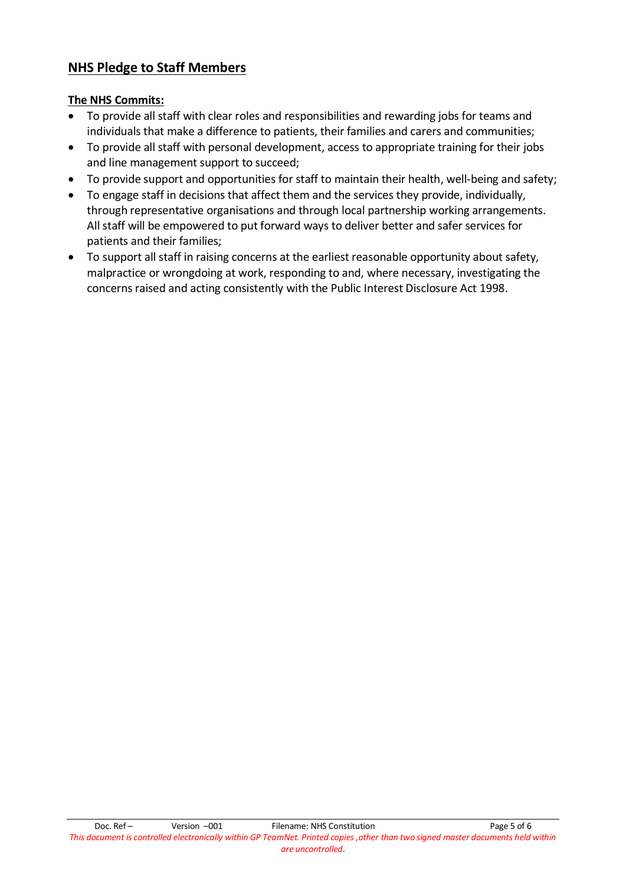## NHS Pledge to Staff Members

**The NHS Commits:**

- To provide all staff with clear roles and responsibilities and rewarding jobs for teams and individuals that make a difference to patients, their families and carers and communities;
- To provide all staff with personal development, access to appropriate training for their jobs and line management support to succeed;
- To provide support and opportunities for staff to maintain their health, well-being and safety;
- To engage staff in decisions that affect them and the services they provide, individually, through representative organisations and through local partnership working arrangements. All staff will be empowered to put forward ways to deliver better and safer services for patients and their families;
- To support all staff in raising concerns at the earliest reasonable opportunity about safety, malpractice or wrongdoing at work, responding to and, where necessary, investigating the concerns raised and acting consistently with the Public Interest Disclosure Act 1998.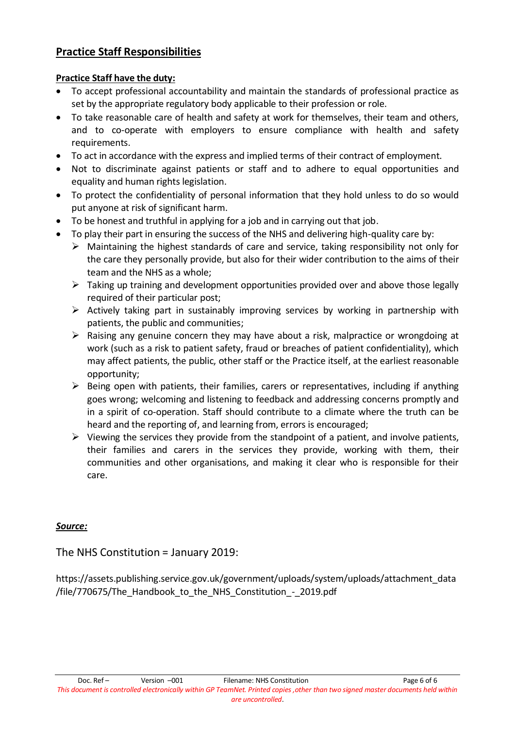## Practice Staff Responsibilities

**Practice Staff have the duty:**

- To accept professional accountability and maintain the standards of professional practice as set by the appropriate regulatory body applicable to their profession or role.
- To take reasonable care of health and safety at work for themselves, their team and others, and to co-operate with employers to ensure compliance with health and safety requirements.
- To act in accordance with the express and implied terms of their contract of employment.
- Not to discriminate against patients or staff and to adhere to equal opportunities and equality and human rights legislation.
- To protect the confidentiality of personal information that they hold unless to do so would put anyone at risk of significant harm.
- To be honest and truthful in applying for a job and in carrying out that job.
- To play their part in ensuring the success of the NHS and delivering high-quality care by:
    - Maintaining the highest standards of care and service, taking responsibility not only for the care they personally provide, but also for their wider contribution to the aims of their team and the NHS as a whole;
    - Taking up training and development opportunities provided over and above those legally required of their particular post;
    - Actively taking part in sustainably improving services by working in partnership with patients, the public and communities;
    - Raising any genuine concern they may have about a risk, malpractice or wrongdoing at work (such as a risk to patient safety, fraud or breaches of patient confidentiality), which may affect patients, the public, other staff or the Practice itself, at the earliest reasonable opportunity;
    - Being open with patients, their families, carers or representatives, including if anything goes wrong; welcoming and listening to feedback and addressing concerns promptly and in a spirit of co-operation. Staff should contribute to a climate where the truth can be heard and the reporting of, and learning from, errors is encouraged;
    - Viewing the services they provide from the standpoint of a patient, and involve patients, their families and carers in the services they provide, working with them, their communities and other organisations, and making it clear who is responsible for their care.

***Source:***

The NHS Constitution = January 2019:

https://assets.publishing.service.gov.uk/government/uploads/system/uploads/attachment_data/file/770675/The_Handbook_to_the_NHS_Constitution_-_2019.pdf

Doc. Ref – Version –001 Filename: NHS Constitution

*This document is controlled electronically within GP TeamNet. Printed copies ,other than two signed master documents held within are uncontrolled.*